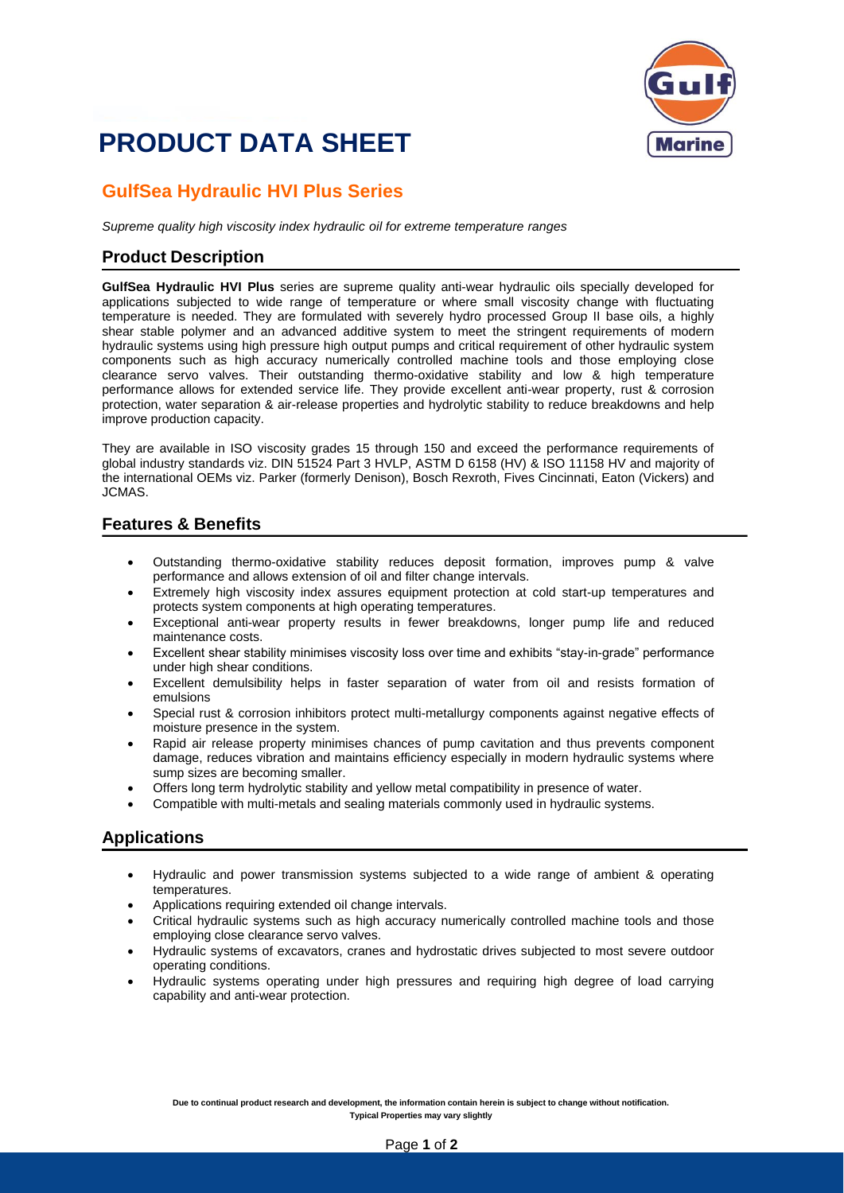# PRODUCT DATA SHEET

## GulfSea Hydraulic HVI Plus Series

*Supreme quality high viscosity index hydraulic oil for extreme temperature ranges*

### Product Description

**GulfSea Hydraulic HVI Plus** series are supreme quality anti-wear hydraulic oils specially developed for applications subjected to wide range of temperature or where small viscosity change with fluctuating temperature is needed. They are formulated with severely hydro processed Group II base oils, a highly shear stable polymer and an advanced additive system to meet the stringent requirements of modern hydraulic systems using high pressure high output pumps and critical requirement of other hydraulic system components such as high accuracy numerically controlled machine tools and those employing close clearance servo valves. Their outstanding thermo-oxidative stability and low & high temperature performance allows for extended service life. They provide excellent anti-wear property, rust & corrosion protection, water separation & air-release properties and hydrolytic stability to reduce breakdowns and help improve production capacity.

They are available in ISO viscosity grades 15 through 150 and exceed the performance requirements of global industry standards viz. DIN 51524 Part 3 HVLP, ASTM D 6158 (HV) & ISO 11158 HV and majority of the international OEMs viz. Parker (formerly Denison), Bosch Rexroth, Fives Cincinnati, Eaton (Vickers) and JCMAS.

### Features & Benefits

- Outstanding thermo-oxidative stability reduces deposit formation, improves pump & valve performance and allows extension of oil and filter change intervals.
- Extremely high viscosity index assures equipment protection at cold start-up temperatures and protects system components at high operating temperatures.
- Exceptional anti-wear property results in fewer breakdowns, longer pump life and reduced maintenance costs.
- Excellent shear stability minimises viscosity loss over time and exhibits "stay-in-grade" performance under high shear conditions.
- Excellent demulsibility helps in faster separation of water from oil and resists formation of emulsions
- Special rust & corrosion inhibitors protect multi-metallurgy components against negative effects of moisture presence in the system.
- Rapid air release property minimises chances of pump cavitation and thus prevents component damage, reduces vibration and maintains efficiency especially in modern hydraulic systems where sump sizes are becoming smaller.
- Offers long term hydrolytic stability and yellow metal compatibility in presence of water.
- Compatible with multi-metals and sealing materials commonly used in hydraulic systems.

### Applications

- Hydraulic and power transmission systems subjected to a wide range of ambient & operating temperatures.
- Applications requiring extended oil change intervals.
- Critical hydraulic systems such as high accuracy numerically controlled machine tools and those employing close clearance servo valves.
- Hydraulic systems of excavators, cranes and hydrostatic drives subjected to most severe outdoor operating conditions.
- Hydraulic systems operating under high pressures and requiring high degree of load carrying capability and anti-wear protection.

**Due to continual product research and development, the information contain herein is subject to change without notification.**
**Typical Properties may vary slightly**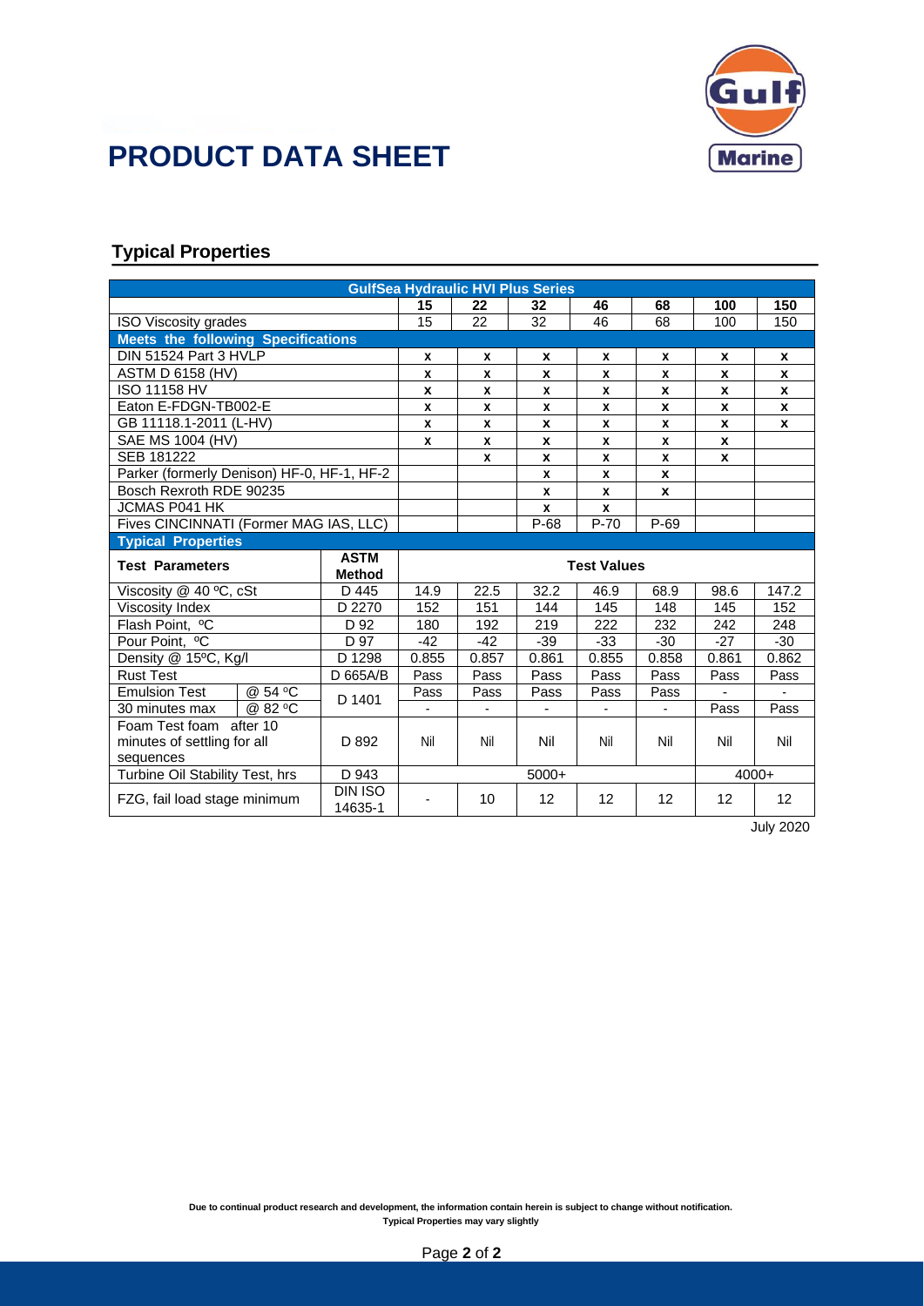# PRODUCT DATA SHEET

## Typical Properties

| GulfSea Hydraulic HVI Plus Series | | | | | | | | |
|---|---|---|---|---|---|---|---|---|
| | | 15 | 22 | 32 | 46 | 68 | 100 | 150 |
| ISO Viscosity grades | | 15 | 22 | 32 | 46 | 68 | 100 | 150 |
| **Meets the following Specifications** | | | | | | | | |
| DIN 51524 Part 3 HVLP | | x | x | x | x | x | x | x |
| ASTM D 6158 (HV) | | x | x | x | x | x | x | x |
| ISO 11158 HV | | x | x | x | x | x | x | x |
| Eaton E-FDGN-TB002-E | | x | x | x | x | x | x | x |
| GB 11118.1-2011 (L-HV) | | x | x | x | x | x | x | x |
| SAE MS 1004 (HV) | | x | x | x | x | x | x | |
| SEB 181222 | | | x | x | x | x | x | |
| Parker (formerly Denison) HF-0, HF-1, HF-2 | | | | x | x | x | | |
| Bosch Rexroth RDE 90235 | | | | x | x | x | | |
| JCMAS P041 HK | | | | x | x | | | |
| Fives CINCINNATI (Former MAG IAS, LLC) | | | | P-68 | P-70 | P-69 | | |
| **Typical Properties** | | | | | | | | |
| **Test Parameters** | **ASTM Method** | **Test Values** | | | | | | |
| Viscosity @ 40 ºC, cSt | D 445 | 14.9 | 22.5 | 32.2 | 46.9 | 68.9 | 98.6 | 147.2 |
| Viscosity Index | D 2270 | 152 | 151 | 144 | 145 | 148 | 145 | 152 |
| Flash Point, ºC | D 92 | 180 | 192 | 219 | 222 | 232 | 242 | 248 |
| Pour Point, ºC | D 97 | -42 | -42 | -39 | -33 | -30 | -27 | -30 |
| Density @ 15ºC, Kg/l | D 1298 | 0.855 | 0.857 | 0.861 | 0.855 | 0.858 | 0.861 | 0.862 |
| Rust Test | D 665A/B | Pass | Pass | Pass | Pass | Pass | Pass | Pass |
| Emulsion Test @ 54 ºC | D 1401 | Pass | Pass | Pass | Pass | Pass | - | - |
| 30 minutes max @ 82 ºC | | - | - | - | - | - | Pass | Pass |
| Foam Test foam after 10 minutes of settling for all sequences | D 892 | Nil | Nil | Nil | Nil | Nil | Nil | Nil |
| Turbine Oil Stability Test, hrs | D 943 | 5000+ | | | | | 4000+ | |
| FZG, fail load stage minimum | DIN ISO 14635-1 | - | 10 | 12 | 12 | 12 | 12 | 12 |

July 2020

**Due to continual product research and development, the information contain herein is subject to change without notification.**
**Typical Properties may vary slightly**